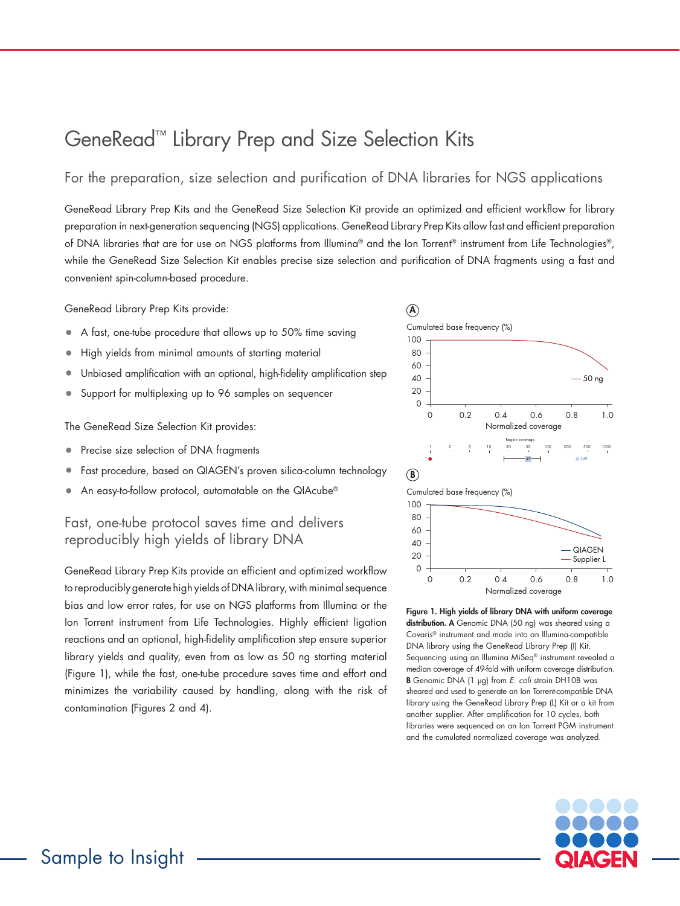# GeneRead™ Library Prep and Size Selection Kits

## For the preparation, size selection and purification of DNA libraries for NGS applications

GeneRead Library Prep Kits and the GeneRead Size Selection Kit provide an optimized and efficient workflow for library preparation in next-generation sequencing (NGS) applications. GeneRead Library Prep Kits allow fast and efficient preparation of DNA libraries that are for use on NGS platforms from Illumina® and the Ion Torrent® instrument from Life Technologies®, while the GeneRead Size Selection Kit enables precise size selection and purification of DNA fragments using a fast and convenient spin-column-based procedure.

GeneRead Library Prep Kits provide:

- A fast, one-tube procedure that allows up to 50% time saving
- High yields from minimal amounts of starting material
- Unbiased amplification with an optional, high-fidelity amplification step
- Support for multiplexing up to 96 samples on sequencer

The GeneRead Size Selection Kit provides:

- Precise size selection of DNA fragments
- Fast procedure, based on QIAGEN's proven silica-column technology
- An easy-to-follow protocol, automatable on the QIAcube®

### Fast, one-tube protocol saves time and delivers reproducibly high yields of library DNA

GeneRead Library Prep Kits provide an efficient and optimized workflow to reproducibly generate high yields of DNA library, with minimal sequence bias and low error rates, for use on NGS platforms from Illumina or the Ion Torrent instrument from Life Technologies. Highly efficient ligation reactions and an optional, high-fidelity amplification step ensure superior library yields and quality, even from as low as 50 ng starting material (Figure 1), while the fast, one-tube procedure saves time and effort and minimizes the variability caused by handling, along with the risk of contamination (Figures 2 and 4).

**Figure 1. High yields of library DNA with uniform coverage distribution. A** Genomic DNA (50 ng) was sheared using a Covaris® instrument and made into an Illumina-compatible DNA library using the GeneRead Library Prep (I) Kit. Sequencing using an Illumina MiSeq® instrument revealed a median coverage of 49-fold with uniform coverage distribution. **B** Genomic DNA (1 µg) from *E. coli* strain DH10B was sheared and used to generate an Ion Torrent-compatible DNA library using the GeneRead Library Prep (L) Kit or a kit from another supplier. After amplification for 10 cycles, both libraries were sequenced on an Ion Torrent PGM instrument and the cumulated normalized coverage was analyzed.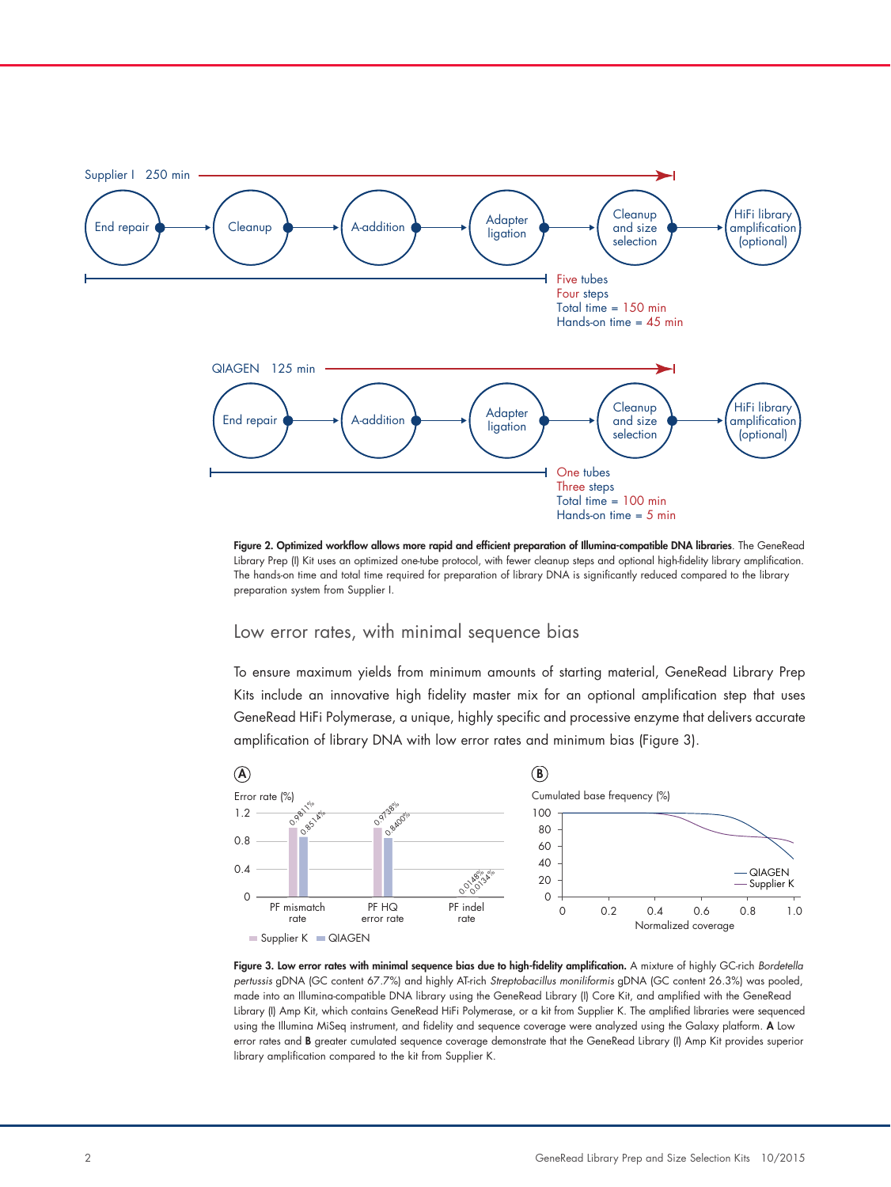Supplier I 250 min

End repair → Cleanup → A-addition → Adapter ligation → Cleanup and size selection → HiFi library amplification (optional)

Five tubes
Four steps
Total time = 150 min
Hands-on time = 45 min

QIAGEN 125 min

End repair → A-addition → Adapter ligation → Cleanup and size selection → HiFi library amplification (optional)

One tubes
Three steps
Total time = 100 min
Hands-on time = 5 min

**Figure 2. Optimized workflow allows more rapid and efficient preparation of Illumina-compatible DNA libraries**. The GeneRead Library Prep (I) Kit uses an optimized one-tube protocol, with fewer cleanup steps and optional high-fidelity library amplification. The hands-on time and total time required for preparation of library DNA is significantly reduced compared to the library preparation system from Supplier I.

## Low error rates, with minimal sequence bias

To ensure maximum yields from minimum amounts of starting material, GeneRead Library Prep Kits include an innovative high fidelity master mix for an optional amplification step that uses GeneRead HiFi Polymerase, a unique, highly specific and processive enzyme that delivers accurate amplification of library DNA with low error rates and minimum bias (Figure 3).

**A**

Error rate (%)

| | Supplier K | QIAGEN |
|---|---|---|
| PF mismatch rate | 0.9811% | 0.8514% |
| PF HQ error rate | 0.9738% | 0.8400% |
| PF indel rate | 0.0148% | 0.0134% |

**B**

Cumulated base frequency (%) vs. Normalized coverage — QIAGEN, Supplier K

**Figure 3. Low error rates with minimal sequence bias due to high-fidelity amplification.** A mixture of highly GC-rich *Bordetella pertussis* gDNA (GC content 67.7%) and highly AT-rich *Streptobacillus moniliformis* gDNA (GC content 26.3%) was pooled, made into an Illumina-compatible DNA library using the GeneRead Library (I) Core Kit, and amplified with the GeneRead Library (I) Amp Kit, which contains GeneRead HiFi Polymerase, or a kit from Supplier K. The amplified libraries were sequenced using the Illumina MiSeq instrument, and fidelity and sequence coverage were analyzed using the Galaxy platform. **A** Low error rates and **B** greater cumulated sequence coverage demonstrate that the GeneRead Library (I) Amp Kit provides superior library amplification compared to the kit from Supplier K.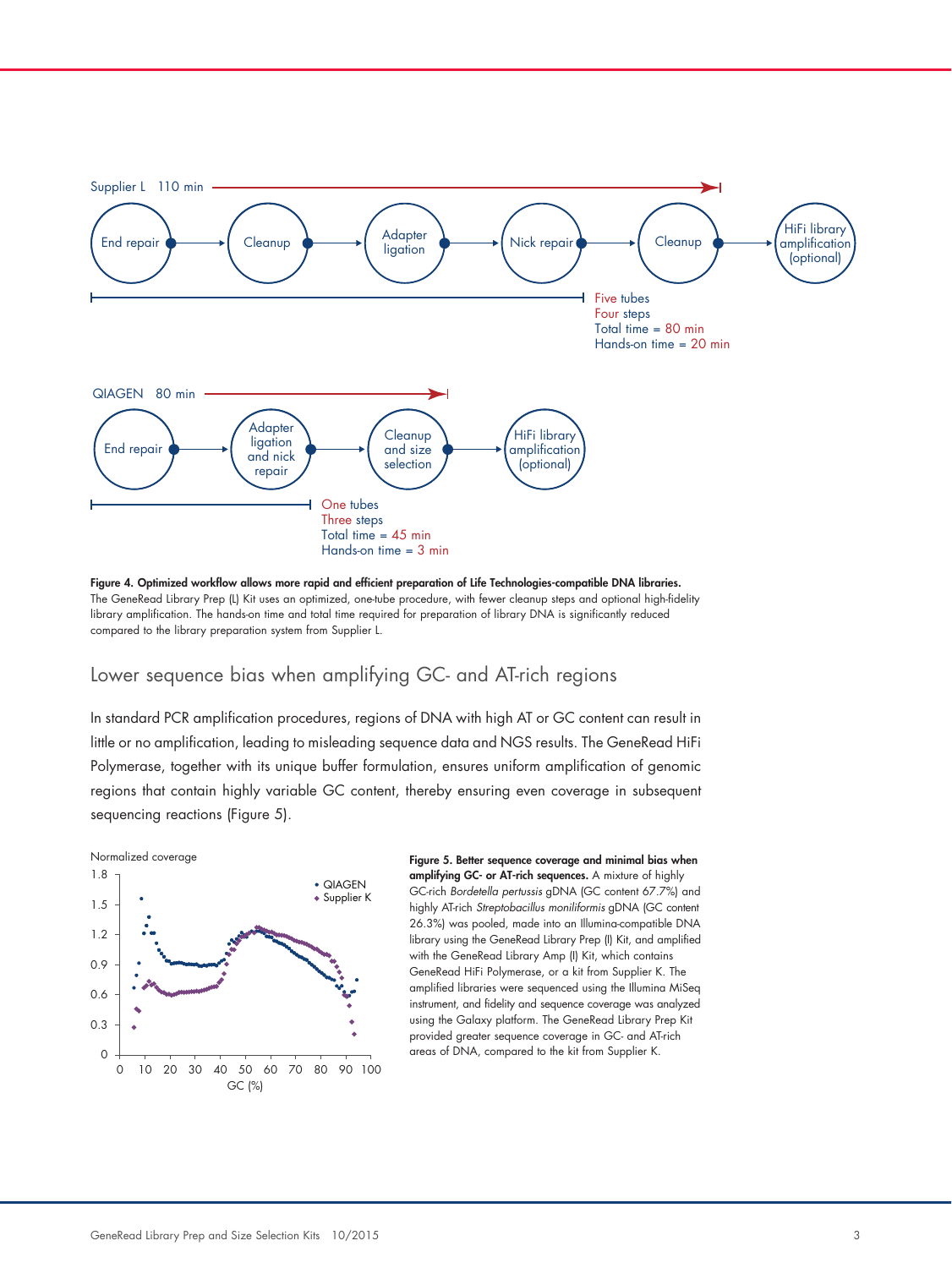Supplier L 110 min

End repair → Cleanup → Adapter ligation → Nick repair → Cleanup → HiFi library amplification (optional)

Five tubes
Four steps
Total time = 80 min
Hands-on time = 20 min

QIAGEN 80 min

End repair → Adapter ligation and nick repair → Cleanup and size selection → HiFi library amplification (optional)

One tubes
Three steps
Total time = 45 min
Hands-on time = 3 min

**Figure 4. Optimized workflow allows more rapid and efficient preparation of Life Technologies-compatible DNA libraries.** The GeneRead Library Prep (L) Kit uses an optimized, one-tube procedure, with fewer cleanup steps and optional high-fidelity library amplification. The hands-on time and total time required for preparation of library DNA is significantly reduced compared to the library preparation system from Supplier L.

## Lower sequence bias when amplifying GC- and AT-rich regions

In standard PCR amplification procedures, regions of DNA with high AT or GC content can result in little or no amplification, leading to misleading sequence data and NGS results. The GeneRead HiFi Polymerase, together with its unique buffer formulation, ensures uniform amplification of genomic regions that contain highly variable GC content, thereby ensuring even coverage in subsequent sequencing reactions (Figure 5).

**Figure 5. Better sequence coverage and minimal bias when amplifying GC- or AT-rich sequences.** A mixture of highly GC-rich *Bordetella pertussis* gDNA (GC content 67.7%) and highly AT-rich *Streptobacillus moniliformis* gDNA (GC content 26.3%) was pooled, made into an Illumina-compatible DNA library using the GeneRead Library Prep (I) Kit, and amplified with the GeneRead Library Amp (I) Kit, which contains GeneRead HiFi Polymerase, or a kit from Supplier K. The amplified libraries were sequenced using the Illumina MiSeq instrument, and fidelity and sequence coverage was analyzed using the Galaxy platform. The GeneRead Library Prep Kit provided greater sequence coverage in GC- and AT-rich areas of DNA, compared to the kit from Supplier K.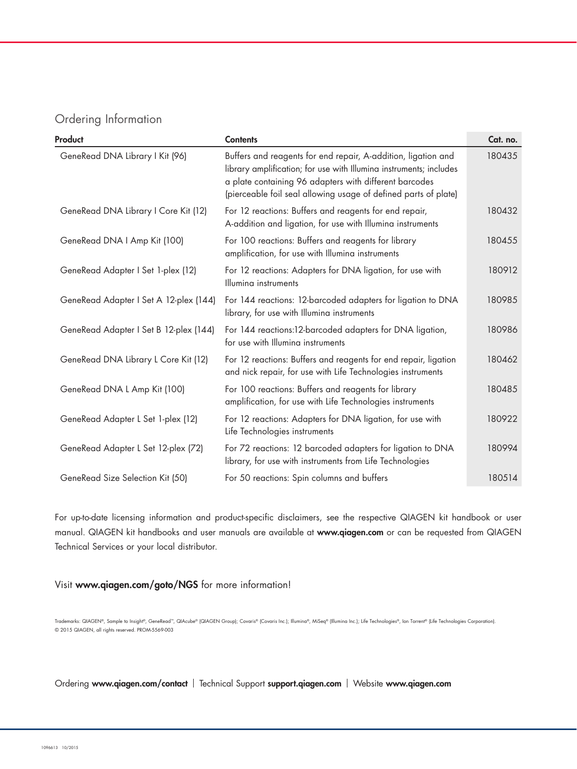## Ordering Information

| Product | Contents | Cat. no. |
|---|---|---|
| GeneRead DNA Library I Kit (96) | Buffers and reagents for end repair, A-addition, ligation and library amplification; for use with Illumina instruments; includes a plate containing 96 adapters with different barcodes (pierceable foil seal allowing usage of defined parts of plate) | 180435 |
| GeneRead DNA Library I Core Kit (12) | For 12 reactions: Buffers and reagents for end repair, A-addition and ligation, for use with Illumina instruments | 180432 |
| GeneRead DNA I Amp Kit (100) | For 100 reactions: Buffers and reagents for library amplification, for use with Illumina instruments | 180455 |
| GeneRead Adapter I Set 1-plex (12) | For 12 reactions: Adapters for DNA ligation, for use with Illumina instruments | 180912 |
| GeneRead Adapter I Set A 12-plex (144) | For 144 reactions: 12-barcoded adapters for ligation to DNA library, for use with Illumina instruments | 180985 |
| GeneRead Adapter I Set B 12-plex (144) | For 144 reactions:12-barcoded adapters for DNA ligation, for use with Illumina instruments | 180986 |
| GeneRead DNA Library L Core Kit (12) | For 12 reactions: Buffers and reagents for end repair, ligation and nick repair, for use with Life Technologies instruments | 180462 |
| GeneRead DNA L Amp Kit (100) | For 100 reactions: Buffers and reagents for library amplification, for use with Life Technologies instruments | 180485 |
| GeneRead Adapter L Set 1-plex (12) | For 12 reactions: Adapters for DNA ligation, for use with Life Technologies instruments | 180922 |
| GeneRead Adapter L Set 12-plex (72) | For 72 reactions: 12 barcoded adapters for ligation to DNA library, for use with instruments from Life Technologies | 180994 |
| GeneRead Size Selection Kit (50) | For 50 reactions: Spin columns and buffers | 180514 |

For up-to-date licensing information and product-specific disclaimers, see the respective QIAGEN kit handbook or user manual. QIAGEN kit handbooks and user manuals are available at **www.qiagen.com** or can be requested from QIAGEN Technical Services or your local distributor.

Visit **www.qiagen.com/goto/NGS** for more information!

Trademarks: QIAGEN®, Sample to Insight®, GeneRead™, QIAcube® (QIAGEN Group); Covaris® (Covaris Inc.); Illumina®, MiSeq® (Illumina Inc.); Life Technologies®, Ion Torrent® (Life Technologies Corporation).
© 2015 QIAGEN, all rights reserved. PROM-5569-003

Ordering **www.qiagen.com/contact** | Technical Support **support.qiagen.com** | Website **www.qiagen.com**

1096613 10/2015